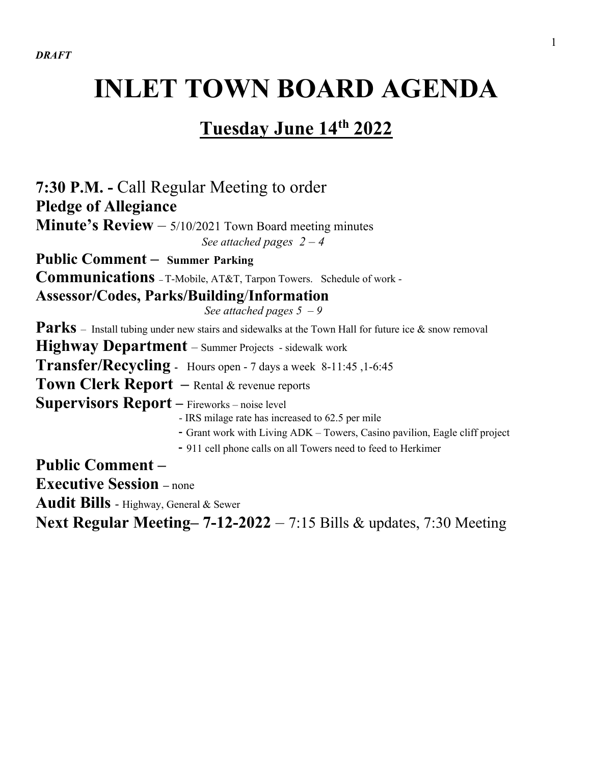*DRAFT*

# INLET TOWN BOARD AGENDA

## Tuesday June 14th 2022

**7:30 P.M. -** Call Regular Meeting to order

**Pledge of Allegiance**

**Minute's Review** – 5/10/2021 Town Board meeting minutes

*See attached pages 2 – 4*

**Public Comment – Summer Parking**

**Communications** – T-Mobile, AT&T, Tarpon Towers. Schedule of work -

**Assessor/Codes, Parks/Building/Information**

*See attached pages 5 – 9*

**Parks** – Install tubing under new stairs and sidewalks at the Town Hall for future ice & snow removal

**Highway Department** – Summer Projects - sidewalk work

**Transfer/Recycling** - Hours open - 7 days a week 8-11:45 ,1-6:45

**Town Clerk Report** – Rental & revenue reports

**Supervisors Report –** Fireworks – noise level

- IRS milage rate has increased to 62.5 per mile
- Grant work with Living ADK – Towers, Casino pavilion, Eagle cliff project
- 911 cell phone calls on all Towers need to feed to Herkimer

**Public Comment –**

**Executive Session –** none

**Audit Bills** - Highway, General & Sewer

**Next Regular Meeting– 7-12-2022** – 7:15 Bills & updates, 7:30 Meeting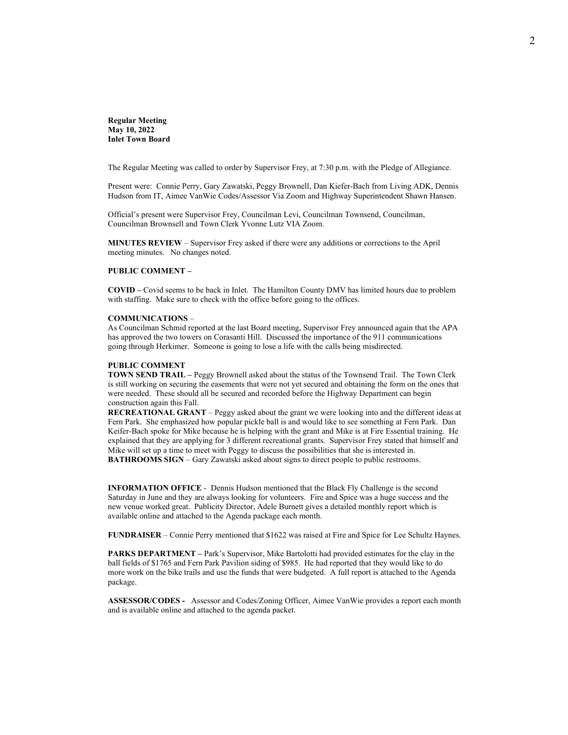**Regular Meeting**
**May 10, 2022**
**Inlet Town Board**

The Regular Meeting was called to order by Supervisor Frey, at 7:30 p.m. with the Pledge of Allegiance.

Present were: Connie Perry, Gary Zawatski, Peggy Brownell, Dan Kiefer-Bach from Living ADK, Dennis Hudson from IT, Aimee VanWie Codes/Assessor Via Zoom and Highway Superintendent Shawn Hansen.

Official's present were Supervisor Frey, Councilman Levi, Councilman Townsend, Councilman, Councilman Brownsell and Town Clerk Yvonne Lutz VIA Zoom.

**MINUTES REVIEW** – Supervisor Frey asked if there were any additions or corrections to the April meeting minutes. No changes noted.

**PUBLIC COMMENT –**

**COVID –** Covid seems to be back in Inlet. The Hamilton County DMV has limited hours due to problem with staffing. Make sure to check with the office before going to the offices.

**COMMUNICATIONS** –
As Councilman Schmid reported at the last Board meeting, Supervisor Frey announced again that the APA has approved the two towers on Corasanti Hill. Discussed the importance of the 911 communications going through Herkimer. Someone is going to lose a life with the calls being misdirected.

**PUBLIC COMMENT**
**TOWN SEND TRAIL –** Peggy Brownell asked about the status of the Townsend Trail. The Town Clerk is still working on securing the easements that were not yet secured and obtaining the form on the ones that were needed. These should all be secured and recorded before the Highway Department can begin construction again this Fall.
**RECREATIONAL GRANT** – Peggy asked about the grant we were looking into and the different ideas at Fern Park. She emphasized how popular pickle ball is and would like to see something at Fern Park. Dan Keifer-Bach spoke for Mike because he is helping with the grant and Mike is at Fire Essential training. He explained that they are applying for 3 different recreational grants. Supervisor Frey stated that himself and Mike will set up a time to meet with Peggy to discuss the possibilities that she is interested in.
**BATHROOMS SIGN** – Gary Zawatski asked about signs to direct people to public restrooms.

**INFORMATION OFFICE** - Dennis Hudson mentioned that the Black Fly Challenge is the second Saturday in June and they are always looking for volunteers. Fire and Spice was a huge success and the new venue worked great. Publicity Director, Adele Burnett gives a detailed monthly report which is available online and attached to the Agenda package each month.

**FUNDRAISER** – Connie Perry mentioned that $1622 was raised at Fire and Spice for Lee Schultz Haynes.

**PARKS DEPARTMENT –** Park's Supervisor, Mike Bartolotti had provided estimates for the clay in the ball fields of $1765 and Fern Park Pavilion siding of $985. He had reported that they would like to do more work on the bike trails and use the funds that were budgeted. A full report is attached to the Agenda package.

**ASSESSOR/CODES -** Assessor and Codes/Zoning Officer, Aimee VanWie provides a report each month and is available online and attached to the agenda packet.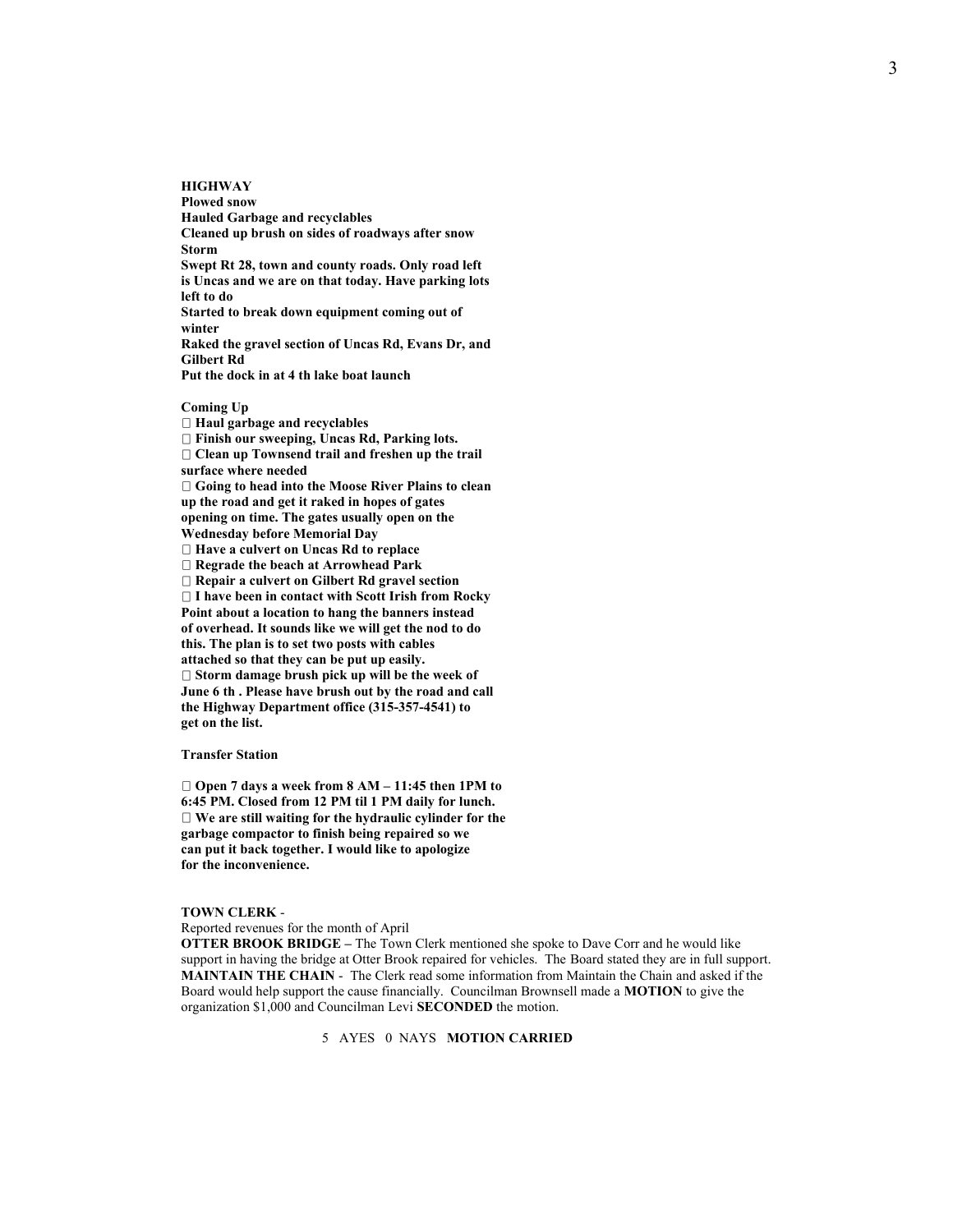**HIGHWAY**
**Plowed snow**
**Hauled Garbage and recyclables**
**Cleaned up brush on sides of roadways after snow Storm**
**Swept Rt 28, town and county roads. Only road left is Uncas and we are on that today. Have parking lots left to do**
**Started to break down equipment coming out of winter**
**Raked the gravel section of Uncas Rd, Evans Dr, and Gilbert Rd**
**Put the dock in at 4 th lake boat launch**

**Coming Up**

- **Haul garbage and recyclables**
- **Finish our sweeping, Uncas Rd, Parking lots.**
- **Clean up Townsend trail and freshen up the trail surface where needed**
- **Going to head into the Moose River Plains to clean up the road and get it raked in hopes of gates opening on time. The gates usually open on the Wednesday before Memorial Day**
- **Have a culvert on Uncas Rd to replace**
- **Regrade the beach at Arrowhead Park**
- **Repair a culvert on Gilbert Rd gravel section**
- **I have been in contact with Scott Irish from Rocky Point about a location to hang the banners instead of overhead. It sounds like we will get the nod to do this. The plan is to set two posts with cables attached so that they can be put up easily.**
- **Storm damage brush pick up will be the week of June 6 th . Please have brush out by the road and call the Highway Department office (315-357-4541) to get on the list.**

**Transfer Station**

- **Open 7 days a week from 8 AM – 11:45 then 1PM to 6:45 PM. Closed from 12 PM til 1 PM daily for lunch.**
- **We are still waiting for the hydraulic cylinder for the garbage compactor to finish being repaired so we can put it back together. I would like to apologize for the inconvenience.**

**TOWN CLERK** -
Reported revenues for the month of April
**OTTER BROOK BRIDGE –** The Town Clerk mentioned she spoke to Dave Corr and he would like support in having the bridge at Otter Brook repaired for vehicles. The Board stated they are in full support.
**MAINTAIN THE CHAIN** - The Clerk read some information from Maintain the Chain and asked if the Board would help support the cause financially. Councilman Brownsell made a **MOTION** to give the organization $1,000 and Councilman Levi **SECONDED** the motion.

5 AYES 0 NAYS **MOTION CARRIED**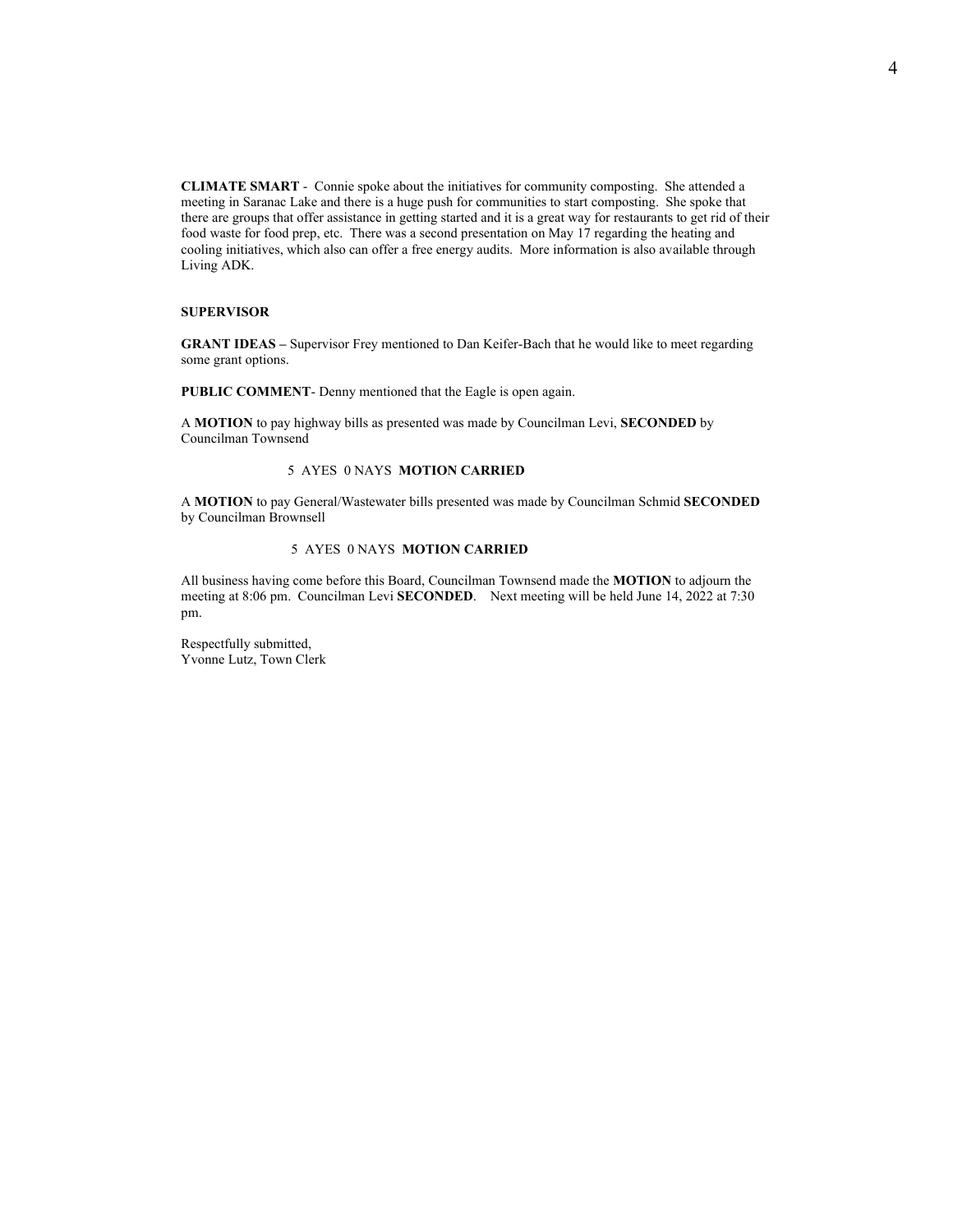**CLIMATE SMART** - Connie spoke about the initiatives for community composting. She attended a meeting in Saranac Lake and there is a huge push for communities to start composting. She spoke that there are groups that offer assistance in getting started and it is a great way for restaurants to get rid of their food waste for food prep, etc. There was a second presentation on May 17 regarding the heating and cooling initiatives, which also can offer a free energy audits. More information is also available through Living ADK.

**SUPERVISOR**

**GRANT IDEAS –** Supervisor Frey mentioned to Dan Keifer-Bach that he would like to meet regarding some grant options.

**PUBLIC COMMENT**- Denny mentioned that the Eagle is open again.

A **MOTION** to pay highway bills as presented was made by Councilman Levi, **SECONDED** by Councilman Townsend

5 AYES 0 NAYS **MOTION CARRIED**

A **MOTION** to pay General/Wastewater bills presented was made by Councilman Schmid **SECONDED** by Councilman Brownsell

5 AYES 0 NAYS **MOTION CARRIED**

All business having come before this Board, Councilman Townsend made the **MOTION** to adjourn the meeting at 8:06 pm. Councilman Levi **SECONDED**. Next meeting will be held June 14, 2022 at 7:30 pm.

Respectfully submitted,
Yvonne Lutz, Town Clerk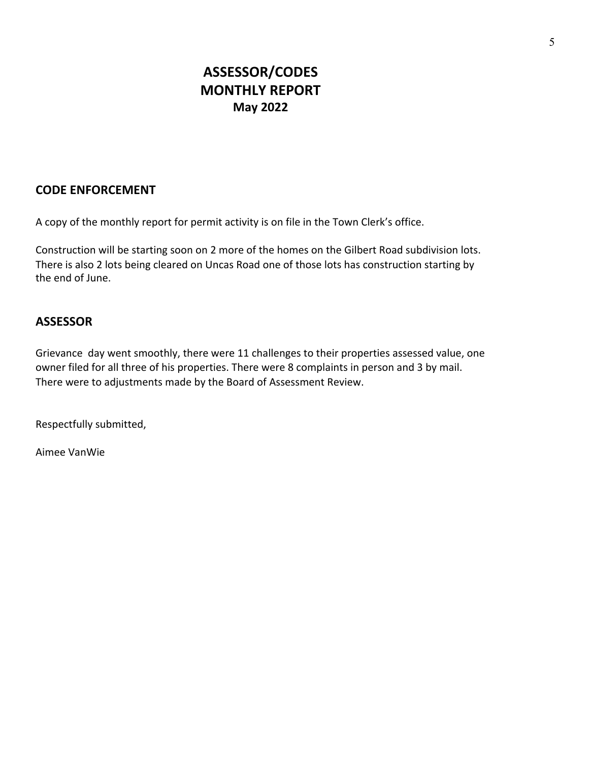# ASSESSOR/CODES MONTHLY REPORT

### May 2022

## CODE ENFORCEMENT

A copy of the monthly report for permit activity is on file in the Town Clerk's office.

Construction will be starting soon on 2 more of the homes on the Gilbert Road subdivision lots. There is also 2 lots being cleared on Uncas Road one of those lots has construction starting by the end of June.

## ASSESSOR

Grievance  day went smoothly, there were 11 challenges to their properties assessed value, one owner filed for all three of his properties. There were 8 complaints in person and 3 by mail. There were to adjustments made by the Board of Assessment Review.

Respectfully submitted,

Aimee VanWie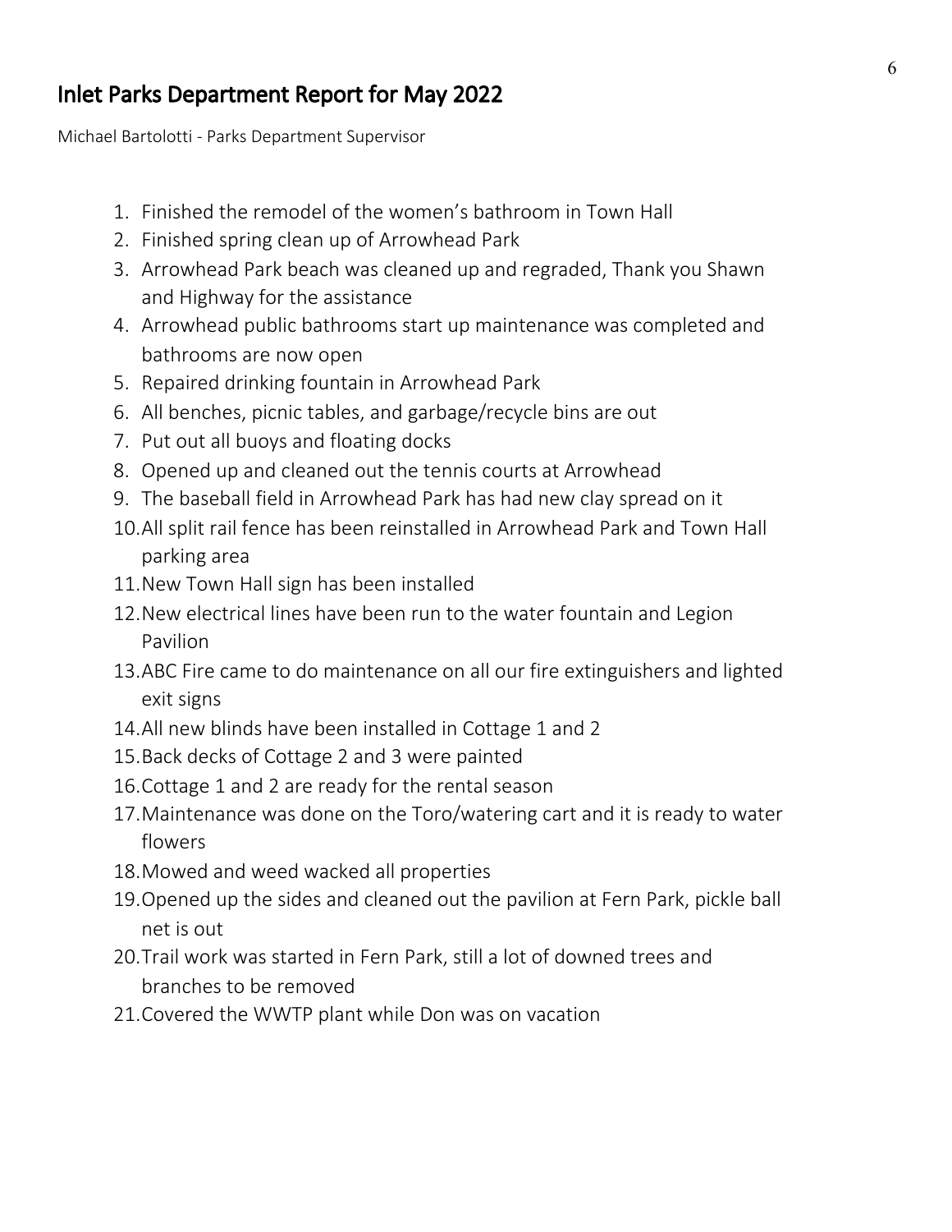# Inlet Parks Department Report for May 2022

Michael Bartolotti - Parks Department Supervisor

1. Finished the remodel of the women's bathroom in Town Hall
2. Finished spring clean up of Arrowhead Park
3. Arrowhead Park beach was cleaned up and regraded, Thank you Shawn and Highway for the assistance
4. Arrowhead public bathrooms start up maintenance was completed and bathrooms are now open
5. Repaired drinking fountain in Arrowhead Park
6. All benches, picnic tables, and garbage/recycle bins are out
7. Put out all buoys and floating docks
8. Opened up and cleaned out the tennis courts at Arrowhead
9. The baseball field in Arrowhead Park has had new clay spread on it
10. All split rail fence has been reinstalled in Arrowhead Park and Town Hall parking area
11. New Town Hall sign has been installed
12. New electrical lines have been run to the water fountain and Legion Pavilion
13. ABC Fire came to do maintenance on all our fire extinguishers and lighted exit signs
14. All new blinds have been installed in Cottage 1 and 2
15. Back decks of Cottage 2 and 3 were painted
16. Cottage 1 and 2 are ready for the rental season
17. Maintenance was done on the Toro/watering cart and it is ready to water flowers
18. Mowed and weed wacked all properties
19. Opened up the sides and cleaned out the pavilion at Fern Park, pickle ball net is out
20. Trail work was started in Fern Park, still a lot of downed trees and branches to be removed
21. Covered the WWTP plant while Don was on vacation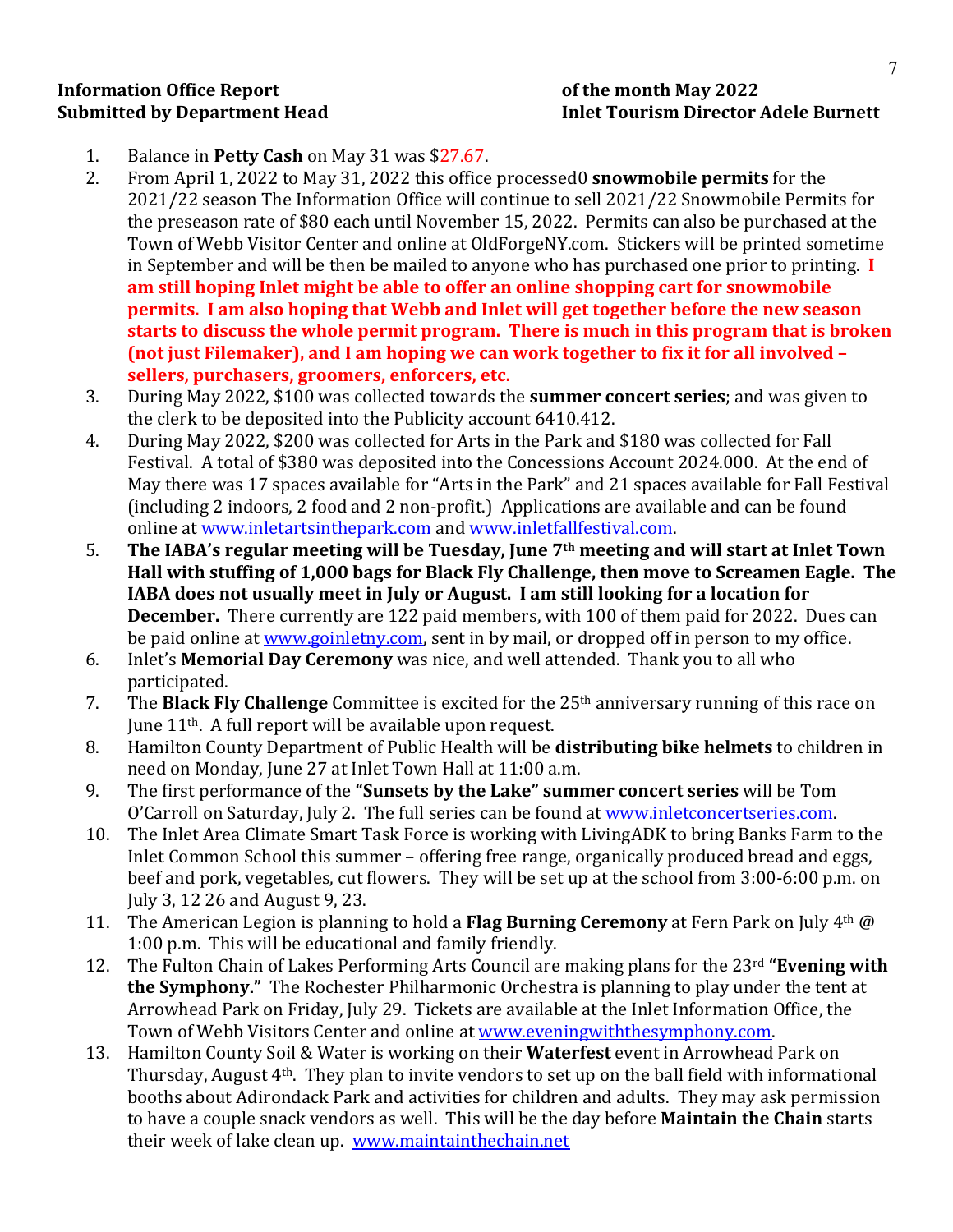**Information Office Report** **of the month May 2022**
**Submitted by Department Head** **Inlet Tourism Director Adele Burnett**

1. Balance in **Petty Cash** on May 31 was $27.67.
2. From April 1, 2022 to May 31, 2022 this office processed0 **snowmobile permits** for the 2021/22 season The Information Office will continue to sell 2021/22 Snowmobile Permits for the preseason rate of $80 each until November 15, 2022. Permits can also be purchased at the Town of Webb Visitor Center and online at OldForgeNY.com. Stickers will be printed sometime in September and will be then be mailed to anyone who has purchased one prior to printing. **I am still hoping Inlet might be able to offer an online shopping cart for snowmobile permits. I am also hoping that Webb and Inlet will get together before the new season starts to discuss the whole permit program. There is much in this program that is broken (not just Filemaker), and I am hoping we can work together to fix it for all involved – sellers, purchasers, groomers, enforcers, etc.**
3. During May 2022, $100 was collected towards the **summer concert series**; and was given to the clerk to be deposited into the Publicity account 6410.412.
4. During May 2022, $200 was collected for Arts in the Park and $180 was collected for Fall Festival. A total of $380 was deposited into the Concessions Account 2024.000. At the end of May there was 17 spaces available for "Arts in the Park" and 21 spaces available for Fall Festival (including 2 indoors, 2 food and 2 non-profit.) Applications are available and can be found online at www.inletartsinthepark.com and www.inletfallfestival.com.
5. **The IABA's regular meeting will be Tuesday, June 7th meeting and will start at Inlet Town Hall with stuffing of 1,000 bags for Black Fly Challenge, then move to Screamen Eagle. The IABA does not usually meet in July or August. I am still looking for a location for December.** There currently are 122 paid members, with 100 of them paid for 2022. Dues can be paid online at www.goinletny.com, sent in by mail, or dropped off in person to my office.
6. Inlet's **Memorial Day Ceremony** was nice, and well attended. Thank you to all who participated.
7. The **Black Fly Challenge** Committee is excited for the 25th anniversary running of this race on June 11th. A full report will be available upon request.
8. Hamilton County Department of Public Health will be **distributing bike helmets** to children in need on Monday, June 27 at Inlet Town Hall at 11:00 a.m.
9. The first performance of the **"Sunsets by the Lake" summer concert series** will be Tom O'Carroll on Saturday, July 2. The full series can be found at www.inletconcertseries.com.
10. The Inlet Area Climate Smart Task Force is working with LivingADK to bring Banks Farm to the Inlet Common School this summer – offering free range, organically produced bread and eggs, beef and pork, vegetables, cut flowers. They will be set up at the school from 3:00-6:00 p.m. on July 3, 12 26 and August 9, 23.
11. The American Legion is planning to hold a **Flag Burning Ceremony** at Fern Park on July 4th @ 1:00 p.m. This will be educational and family friendly.
12. The Fulton Chain of Lakes Performing Arts Council are making plans for the 23rd **"Evening with the Symphony."** The Rochester Philharmonic Orchestra is planning to play under the tent at Arrowhead Park on Friday, July 29. Tickets are available at the Inlet Information Office, the Town of Webb Visitors Center and online at www.eveningwiththesymphony.com.
13. Hamilton County Soil & Water is working on their **Waterfest** event in Arrowhead Park on Thursday, August 4th. They plan to invite vendors to set up on the ball field with informational booths about Adirondack Park and activities for children and adults. They may ask permission to have a couple snack vendors as well. This will be the day before **Maintain the Chain** starts their week of lake clean up. www.maintainthechain.net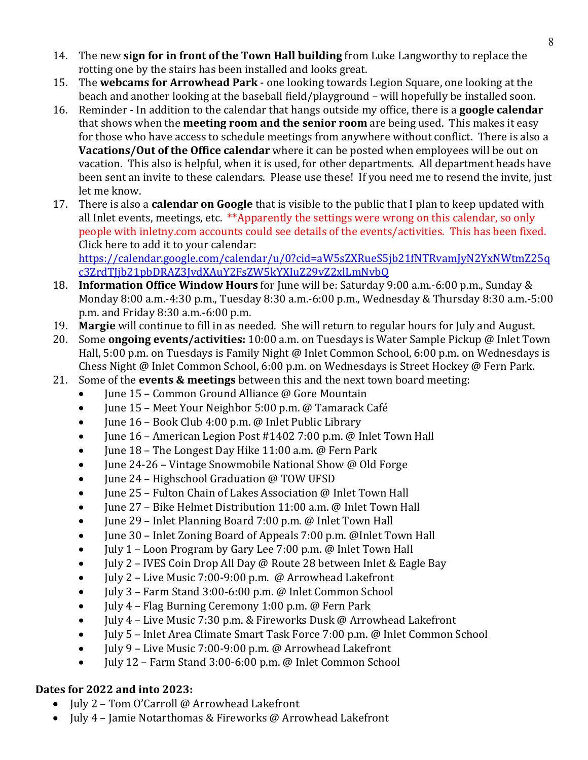14. The new **sign for in front of the Town Hall building** from Luke Langworthy to replace the rotting one by the stairs has been installed and looks great.
15. The **webcams for Arrowhead Park** - one looking towards Legion Square, one looking at the beach and another looking at the baseball field/playground – will hopefully be installed soon.
16. Reminder - In addition to the calendar that hangs outside my office, there is a **google calendar** that shows when the **meeting room and the senior room** are being used. This makes it easy for those who have access to schedule meetings from anywhere without conflict. There is also a **Vacations/Out of the Office calendar** where it can be posted when employees will be out on vacation. This also is helpful, when it is used, for other departments. All department heads have been sent an invite to these calendars. Please use these! If you need me to resend the invite, just let me know.
17. There is also a **calendar on Google** that is visible to the public that I plan to keep updated with all Inlet events, meetings, etc. **Apparently the settings were wrong on this calendar, so only people with inletny.com accounts could see details of the events/activities. This has been fixed. Click here to add it to your calendar: https://calendar.google.com/calendar/u/0?cid=aW5sZXRueS5jb21fNTRvamJyN2YxNWtmZ25qc3ZrdTJjb21pbDRAZ3JvdXAuY2FsZW5kYXIuZ29vZ2xlLmNvbQ
18. **Information Office Window Hours** for June will be: Saturday 9:00 a.m.-6:00 p.m., Sunday & Monday 8:00 a.m.-4:30 p.m., Tuesday 8:30 a.m.-6:00 p.m., Wednesday & Thursday 8:30 a.m.-5:00 p.m. and Friday 8:30 a.m.-6:00 p.m.
19. **Margie** will continue to fill in as needed. She will return to regular hours for July and August.
20. Some **ongoing events/activities:** 10:00 a.m. on Tuesdays is Water Sample Pickup @ Inlet Town Hall, 5:00 p.m. on Tuesdays is Family Night @ Inlet Common School, 6:00 p.m. on Wednesdays is Chess Night @ Inlet Common School, 6:00 p.m. on Wednesdays is Street Hockey @ Fern Park.
21. Some of the **events & meetings** between this and the next town board meeting:
    - June 15 – Common Ground Alliance @ Gore Mountain
    - June 15 – Meet Your Neighbor 5:00 p.m. @ Tamarack Café
    - June 16 – Book Club 4:00 p.m. @ Inlet Public Library
    - June 16 – American Legion Post #1402 7:00 p.m. @ Inlet Town Hall
    - June 18 – The Longest Day Hike 11:00 a.m. @ Fern Park
    - June 24-26 – Vintage Snowmobile National Show @ Old Forge
    - June 24 – Highschool Graduation @ TOW UFSD
    - June 25 – Fulton Chain of Lakes Association @ Inlet Town Hall
    - June 27 – Bike Helmet Distribution 11:00 a.m. @ Inlet Town Hall
    - June 29 – Inlet Planning Board 7:00 p.m. @ Inlet Town Hall
    - June 30 – Inlet Zoning Board of Appeals 7:00 p.m. @Inlet Town Hall
    - July 1 – Loon Program by Gary Lee 7:00 p.m. @ Inlet Town Hall
    - July 2 – IVES Coin Drop All Day @ Route 28 between Inlet & Eagle Bay
    - July 2 – Live Music 7:00-9:00 p.m. @ Arrowhead Lakefront
    - July 3 – Farm Stand 3:00-6:00 p.m. @ Inlet Common School
    - July 4 – Flag Burning Ceremony 1:00 p.m. @ Fern Park
    - July 4 – Live Music 7:30 p.m. & Fireworks Dusk @ Arrowhead Lakefront
    - July 5 – Inlet Area Climate Smart Task Force 7:00 p.m. @ Inlet Common School
    - July 9 – Live Music 7:00-9:00 p.m. @ Arrowhead Lakefront
    - July 12 – Farm Stand 3:00-6:00 p.m. @ Inlet Common School

**Dates for 2022 and into 2023:**

- July 2 – Tom O'Carroll @ Arrowhead Lakefront
- July 4 – Jamie Notarthomas & Fireworks @ Arrowhead Lakefront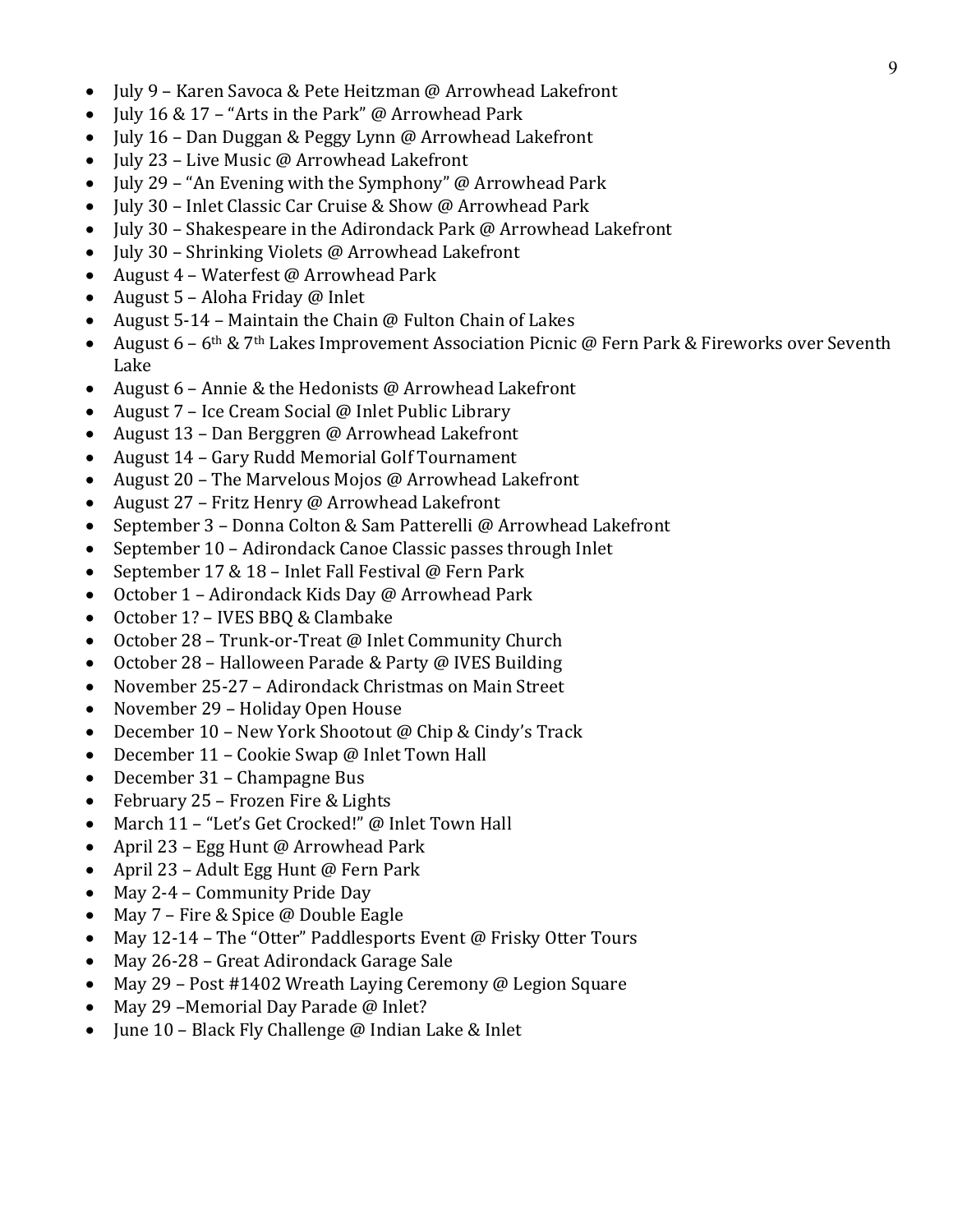- July 9 – Karen Savoca & Pete Heitzman @ Arrowhead Lakefront
- July 16 & 17 – "Arts in the Park" @ Arrowhead Park
- July 16 – Dan Duggan & Peggy Lynn @ Arrowhead Lakefront
- July 23 – Live Music @ Arrowhead Lakefront
- July 29 – "An Evening with the Symphony" @ Arrowhead Park
- July 30 – Inlet Classic Car Cruise & Show @ Arrowhead Park
- July 30 – Shakespeare in the Adirondack Park @ Arrowhead Lakefront
- July 30 – Shrinking Violets @ Arrowhead Lakefront
- August 4 – Waterfest @ Arrowhead Park
- August 5 – Aloha Friday @ Inlet
- August 5-14 – Maintain the Chain @ Fulton Chain of Lakes
- August 6 – 6th & 7th Lakes Improvement Association Picnic @ Fern Park & Fireworks over Seventh Lake
- August 6 – Annie & the Hedonists @ Arrowhead Lakefront
- August 7 – Ice Cream Social @ Inlet Public Library
- August 13 – Dan Berggren @ Arrowhead Lakefront
- August 14 – Gary Rudd Memorial Golf Tournament
- August 20 – The Marvelous Mojos @ Arrowhead Lakefront
- August 27 – Fritz Henry @ Arrowhead Lakefront
- September 3 – Donna Colton & Sam Patterelli @ Arrowhead Lakefront
- September 10 – Adirondack Canoe Classic passes through Inlet
- September 17 & 18 – Inlet Fall Festival @ Fern Park
- October 1 – Adirondack Kids Day @ Arrowhead Park
- October 1? – IVES BBQ & Clambake
- October 28 – Trunk-or-Treat @ Inlet Community Church
- October 28 – Halloween Parade & Party @ IVES Building
- November 25-27 – Adirondack Christmas on Main Street
- November 29 – Holiday Open House
- December 10 – New York Shootout @ Chip & Cindy's Track
- December 11 – Cookie Swap @ Inlet Town Hall
- December 31 – Champagne Bus
- February 25 – Frozen Fire & Lights
- March 11 – "Let's Get Crocked!" @ Inlet Town Hall
- April 23 – Egg Hunt @ Arrowhead Park
- April 23 – Adult Egg Hunt @ Fern Park
- May 2-4 – Community Pride Day
- May 7 – Fire & Spice @ Double Eagle
- May 12-14 – The "Otter" Paddlesports Event @ Frisky Otter Tours
- May 26-28 – Great Adirondack Garage Sale
- May 29 – Post #1402 Wreath Laying Ceremony @ Legion Square
- May 29 –Memorial Day Parade @ Inlet?
- June 10 – Black Fly Challenge @ Indian Lake & Inlet